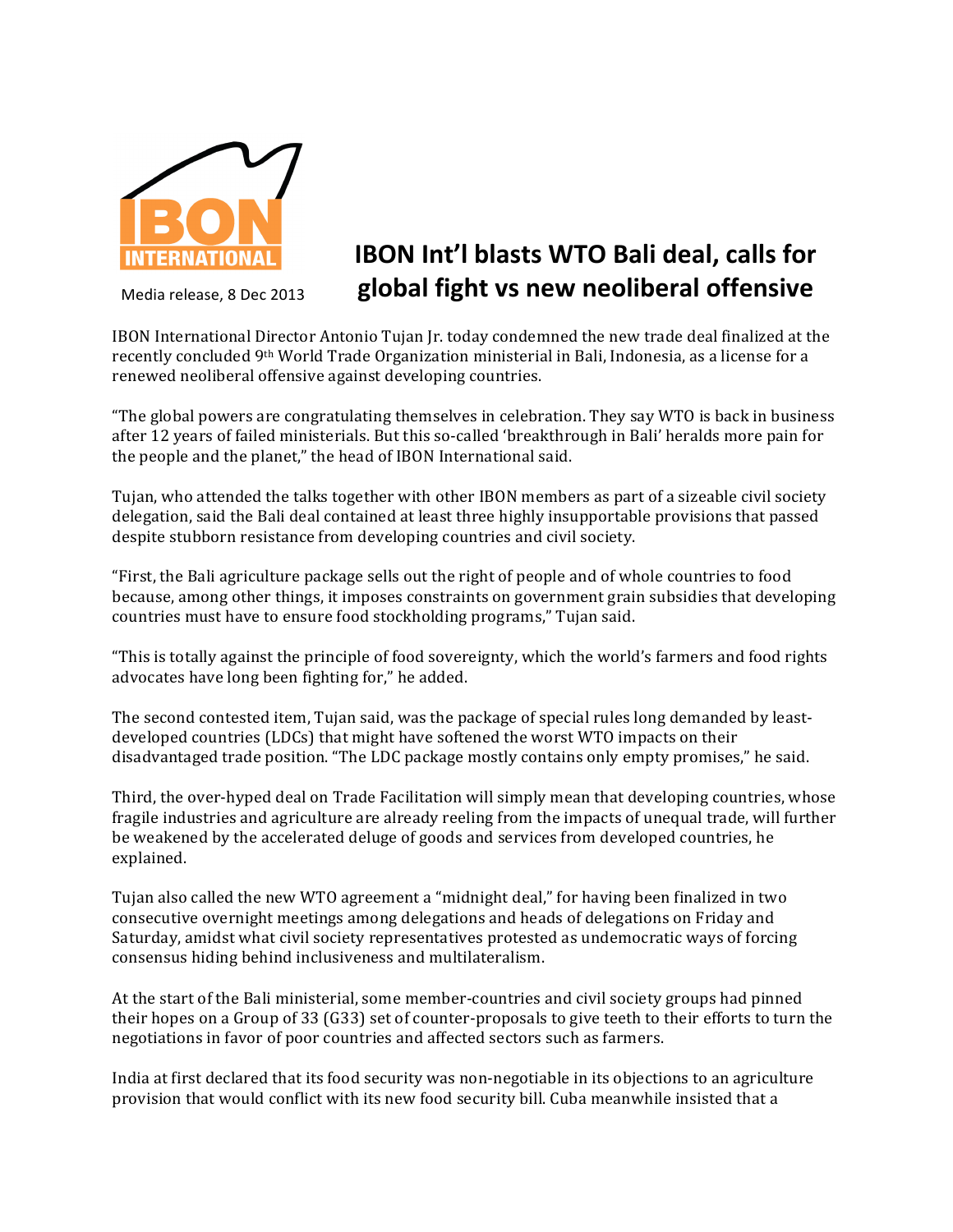IBON INTERNATIONAL

Media release, 8 Dec 2013

# IBON Int'l blasts WTO Bali deal, calls for global fight vs new neoliberal offensive

IBON International Director Antonio Tujan Jr. today condemned the new trade deal finalized at the recently concluded 9th World Trade Organization ministerial in Bali, Indonesia, as a license for a renewed neoliberal offensive against developing countries.

"The global powers are congratulating themselves in celebration. They say WTO is back in business after 12 years of failed ministerials. But this so-called 'breakthrough in Bali' heralds more pain for the people and the planet," the head of IBON International said.

Tujan, who attended the talks together with other IBON members as part of a sizeable civil society delegation, said the Bali deal contained at least three highly insupportable provisions that passed despite stubborn resistance from developing countries and civil society.

"First, the Bali agriculture package sells out the right of people and of whole countries to food because, among other things, it imposes constraints on government grain subsidies that developing countries must have to ensure food stockholding programs," Tujan said.

"This is totally against the principle of food sovereignty, which the world's farmers and food rights advocates have long been fighting for," he added.

The second contested item, Tujan said, was the package of special rules long demanded by least-developed countries (LDCs) that might have softened the worst WTO impacts on their disadvantaged trade position. "The LDC package mostly contains only empty promises," he said.

Third, the over-hyped deal on Trade Facilitation will simply mean that developing countries, whose fragile industries and agriculture are already reeling from the impacts of unequal trade, will further be weakened by the accelerated deluge of goods and services from developed countries, he explained.

Tujan also called the new WTO agreement a "midnight deal," for having been finalized in two consecutive overnight meetings among delegations and heads of delegations on Friday and Saturday, amidst what civil society representatives protested as undemocratic ways of forcing consensus hiding behind inclusiveness and multilateralism.

At the start of the Bali ministerial, some member-countries and civil society groups had pinned their hopes on a Group of 33 (G33) set of counter-proposals to give teeth to their efforts to turn the negotiations in favor of poor countries and affected sectors such as farmers.

India at first declared that its food security was non-negotiable in its objections to an agriculture provision that would conflict with its new food security bill. Cuba meanwhile insisted that a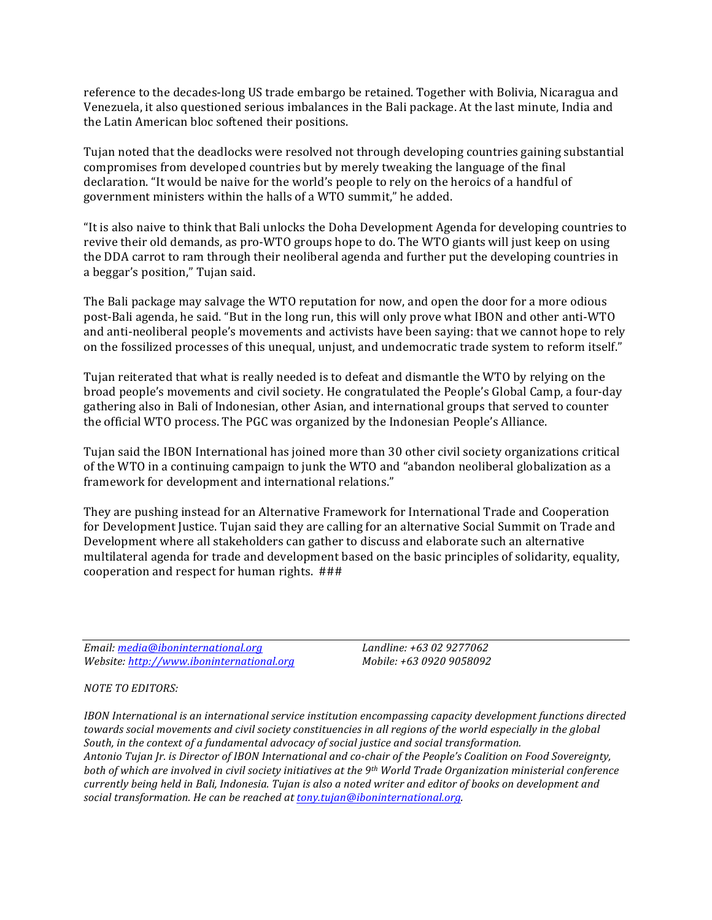reference to the decades-long US trade embargo be retained. Together with Bolivia, Nicaragua and Venezuela, it also questioned serious imbalances in the Bali package. At the last minute, India and the Latin American bloc softened their positions.

Tujan noted that the deadlocks were resolved not through developing countries gaining substantial compromises from developed countries but by merely tweaking the language of the final declaration. "It would be naive for the world's people to rely on the heroics of a handful of government ministers within the halls of a WTO summit," he added.

"It is also naive to think that Bali unlocks the Doha Development Agenda for developing countries to revive their old demands, as pro-WTO groups hope to do. The WTO giants will just keep on using the DDA carrot to ram through their neoliberal agenda and further put the developing countries in a beggar's position," Tujan said.

The Bali package may salvage the WTO reputation for now, and open the door for a more odious post-Bali agenda, he said. "But in the long run, this will only prove what IBON and other anti-WTO and anti-neoliberal people's movements and activists have been saying: that we cannot hope to rely on the fossilized processes of this unequal, unjust, and undemocratic trade system to reform itself."

Tujan reiterated that what is really needed is to defeat and dismantle the WTO by relying on the broad people's movements and civil society. He congratulated the People's Global Camp, a four-day gathering also in Bali of Indonesian, other Asian, and international groups that served to counter the official WTO process. The PGC was organized by the Indonesian People's Alliance.

Tujan said the IBON International has joined more than 30 other civil society organizations critical of the WTO in a continuing campaign to junk the WTO and "abandon neoliberal globalization as a framework for development and international relations."

They are pushing instead for an Alternative Framework for International Trade and Cooperation for Development Justice. Tujan said they are calling for an alternative Social Summit on Trade and Development where all stakeholders can gather to discuss and elaborate such an alternative multilateral agenda for trade and development based on the basic principles of solidarity, equality, cooperation and respect for human rights. ###

---

*Email: media@iboninternational.org* 
*Website: http://www.iboninternational.org*

*Landline: +63 02 9277062* 
*Mobile: +63 0920 9058092*

*NOTE TO EDITORS:*

*IBON International is an international service institution encompassing capacity development functions directed towards social movements and civil society constituencies in all regions of the world especially in the global South, in the context of a fundamental advocacy of social justice and social transformation.* 
*Antonio Tujan Jr. is Director of IBON International and co-chair of the People's Coalition on Food Sovereignty, both of which are involved in civil society initiatives at the 9th World Trade Organization ministerial conference currently being held in Bali, Indonesia. Tujan is also a noted writer and editor of books on development and social transformation. He can be reached at tony.tujan@iboninternational.org.*